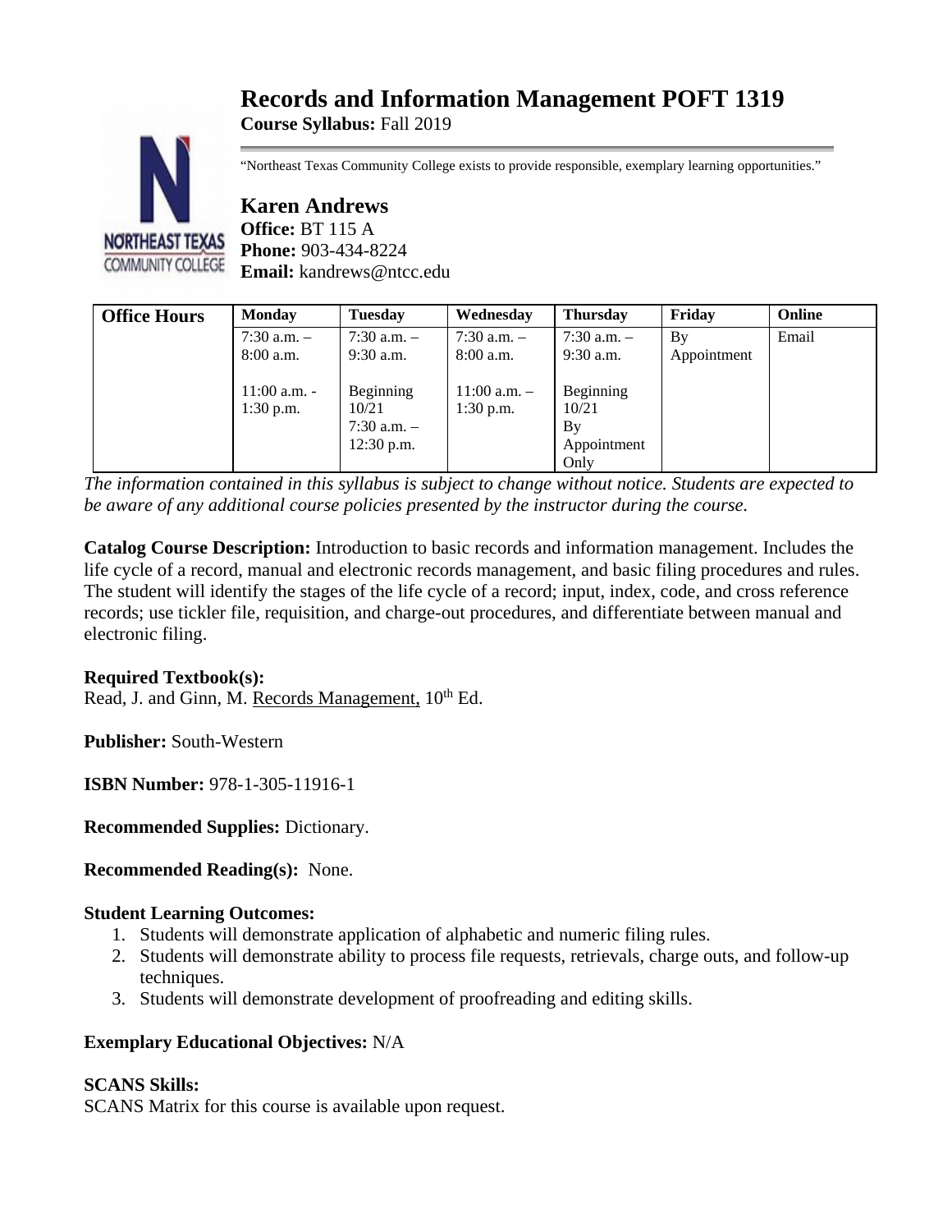# Records and Information Management POFT 1319

**Course Syllabus:** Fall 2019

"Northeast Texas Community College exists to provide responsible, exemplary learning opportunities."

## Karen Andrews

**Office:** BT 115 A
**Phone:** 903-434-8224
**Email:** kandrews@ntcc.edu

| Office Hours | Monday | Tuesday | Wednesday | Thursday | Friday | Online |
|---|---|---|---|---|---|---|
| | 7:30 a.m. – 8:00 a.m.<br><br>11:00 a.m. - 1:30 p.m. | 7:30 a.m. – 9:30 a.m.<br><br>Beginning 10/21 7:30 a.m. – 12:30 p.m. | 7:30 a.m. – 8:00 a.m.<br><br>11:00 a.m. – 1:30 p.m. | 7:30 a.m. – 9:30 a.m.<br><br>Beginning 10/21 By Appointment Only | By Appointment | Email |

*The information contained in this syllabus is subject to change without notice. Students are expected to be aware of any additional course policies presented by the instructor during the course.*

**Catalog Course Description:** Introduction to basic records and information management. Includes the life cycle of a record, manual and electronic records management, and basic filing procedures and rules. The student will identify the stages of the life cycle of a record; input, index, code, and cross reference records; use tickler file, requisition, and charge-out procedures, and differentiate between manual and electronic filing.

**Required Textbook(s):**
Read, J. and Ginn, M. Records Management, 10th Ed.

**Publisher:** South-Western

**ISBN Number:** 978-1-305-11916-1

**Recommended Supplies:** Dictionary.

**Recommended Reading(s):** None.

**Student Learning Outcomes:**

1. Students will demonstrate application of alphabetic and numeric filing rules.
2. Students will demonstrate ability to process file requests, retrievals, charge outs, and follow-up techniques.
3. Students will demonstrate development of proofreading and editing skills.

**Exemplary Educational Objectives:** N/A

**SCANS Skills:**
SCANS Matrix for this course is available upon request.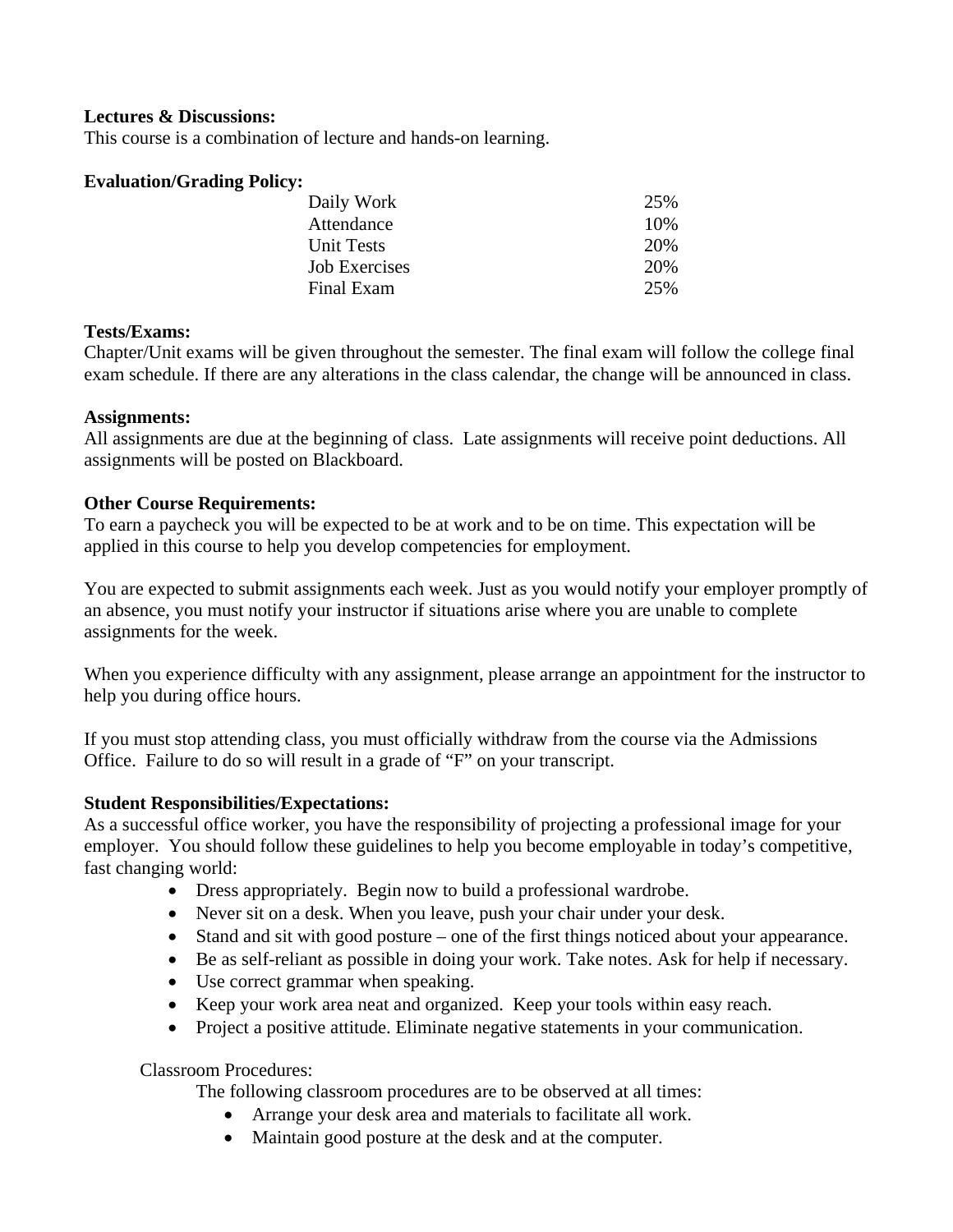**Lectures & Discussions:**
This course is a combination of lecture and hands-on learning.

**Evaluation/Grading Policy:**

| | |
|---|---|
| Daily Work | 25% |
| Attendance | 10% |
| Unit Tests | 20% |
| Job Exercises | 20% |
| Final Exam | 25% |

**Tests/Exams:**
Chapter/Unit exams will be given throughout the semester. The final exam will follow the college final exam schedule. If there are any alterations in the class calendar, the change will be announced in class.

**Assignments:**
All assignments are due at the beginning of class. Late assignments will receive point deductions. All assignments will be posted on Blackboard.

**Other Course Requirements:**
To earn a paycheck you will be expected to be at work and to be on time. This expectation will be applied in this course to help you develop competencies for employment.

You are expected to submit assignments each week. Just as you would notify your employer promptly of an absence, you must notify your instructor if situations arise where you are unable to complete assignments for the week.

When you experience difficulty with any assignment, please arrange an appointment for the instructor to help you during office hours.

If you must stop attending class, you must officially withdraw from the course via the Admissions Office. Failure to do so will result in a grade of "F" on your transcript.

**Student Responsibilities/Expectations:**
As a successful office worker, you have the responsibility of projecting a professional image for your employer. You should follow these guidelines to help you become employable in today's competitive, fast changing world:

- Dress appropriately. Begin now to build a professional wardrobe.
- Never sit on a desk. When you leave, push your chair under your desk.
- Stand and sit with good posture – one of the first things noticed about your appearance.
- Be as self-reliant as possible in doing your work. Take notes. Ask for help if necessary.
- Use correct grammar when speaking.
- Keep your work area neat and organized. Keep your tools within easy reach.
- Project a positive attitude. Eliminate negative statements in your communication.

Classroom Procedures:

The following classroom procedures are to be observed at all times:

- Arrange your desk area and materials to facilitate all work.
- Maintain good posture at the desk and at the computer.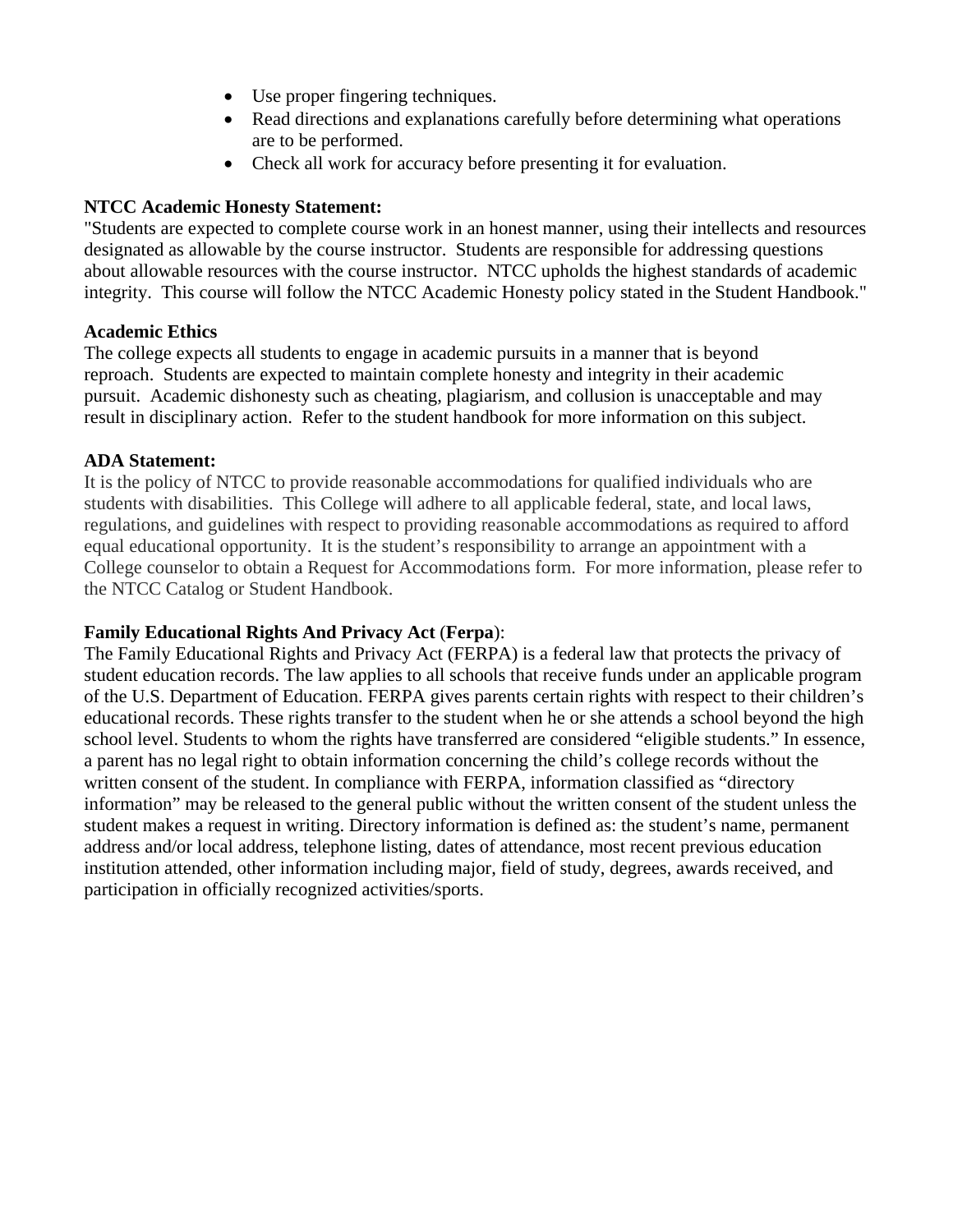- Use proper fingering techniques.
- Read directions and explanations carefully before determining what operations are to be performed.
- Check all work for accuracy before presenting it for evaluation.

**NTCC Academic Honesty Statement:**
"Students are expected to complete course work in an honest manner, using their intellects and resources designated as allowable by the course instructor. Students are responsible for addressing questions about allowable resources with the course instructor. NTCC upholds the highest standards of academic integrity. This course will follow the NTCC Academic Honesty policy stated in the Student Handbook."

**Academic Ethics**
The college expects all students to engage in academic pursuits in a manner that is beyond reproach. Students are expected to maintain complete honesty and integrity in their academic pursuit. Academic dishonesty such as cheating, plagiarism, and collusion is unacceptable and may result in disciplinary action. Refer to the student handbook for more information on this subject.

**ADA Statement:**
It is the policy of NTCC to provide reasonable accommodations for qualified individuals who are students with disabilities. This College will adhere to all applicable federal, state, and local laws, regulations, and guidelines with respect to providing reasonable accommodations as required to afford equal educational opportunity. It is the student's responsibility to arrange an appointment with a College counselor to obtain a Request for Accommodations form. For more information, please refer to the NTCC Catalog or Student Handbook.

**Family Educational Rights And Privacy Act** (**Ferpa**):
The Family Educational Rights and Privacy Act (FERPA) is a federal law that protects the privacy of student education records. The law applies to all schools that receive funds under an applicable program of the U.S. Department of Education. FERPA gives parents certain rights with respect to their children's educational records. These rights transfer to the student when he or she attends a school beyond the high school level. Students to whom the rights have transferred are considered "eligible students." In essence, a parent has no legal right to obtain information concerning the child's college records without the written consent of the student. In compliance with FERPA, information classified as "directory information" may be released to the general public without the written consent of the student unless the student makes a request in writing. Directory information is defined as: the student's name, permanent address and/or local address, telephone listing, dates of attendance, most recent previous education institution attended, other information including major, field of study, degrees, awards received, and participation in officially recognized activities/sports.